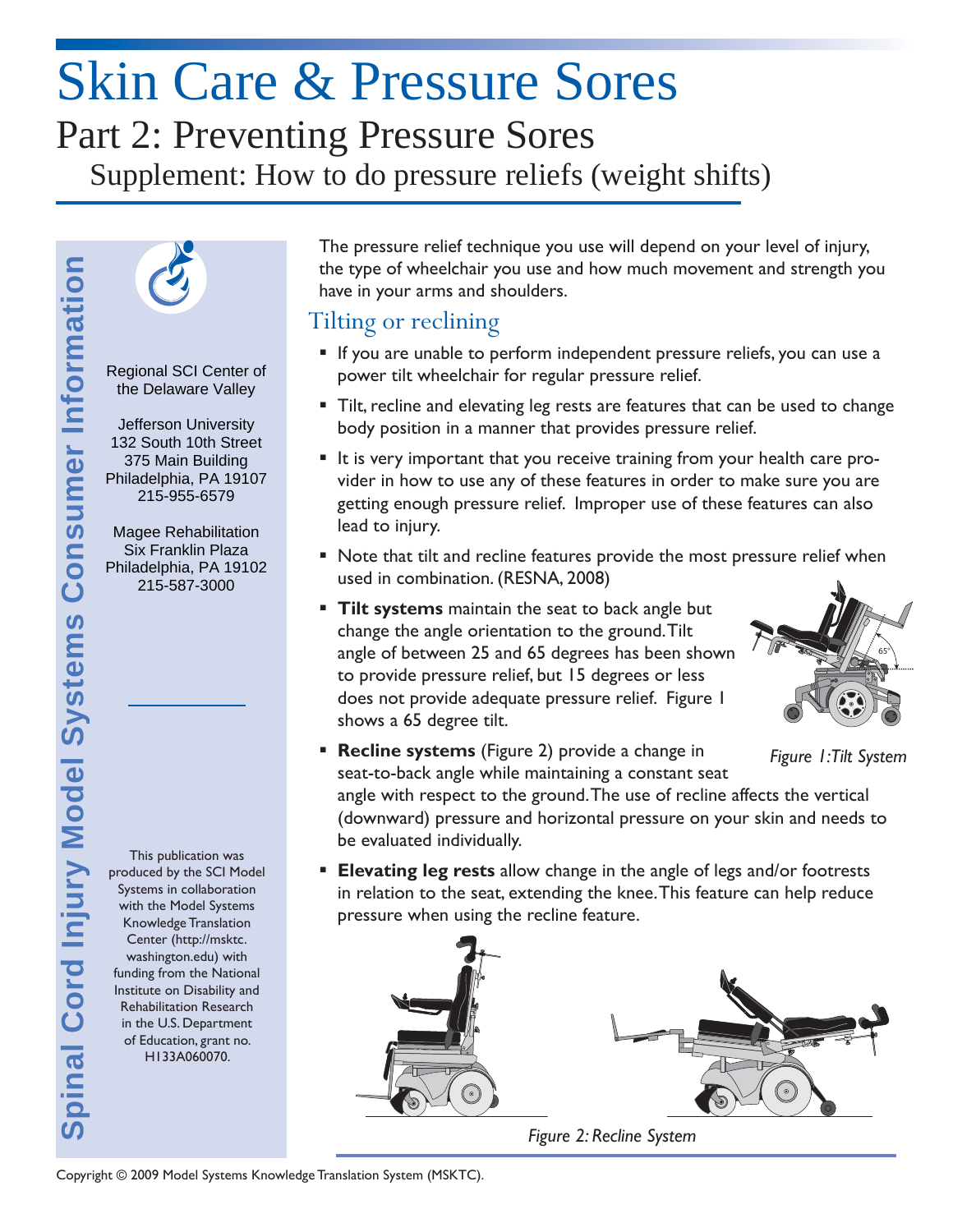# Skin Care & Pressure Sores

## Part 2: Preventing Pressure Sores

### Supplement: How to do pressure reliefs (weight shifts)

**Spinal Cord Injury Model Systems Consumer Information**

Regional SCI Center of the Delaware Valley

Jefferson University
132 South 10th Street
375 Main Building
Philadelphia, PA 19107
215-955-6579

Magee Rehabilitation
Six Franklin Plaza
Philadelphia, PA 19102
215-587-3000

This publication was produced by the SCI Model Systems in collaboration with the Model Systems Knowledge Translation Center (http://msktc.washington.edu) with funding from the National Institute on Disability and Rehabilitation Research in the U.S. Department of Education, grant no. H133A060070.

The pressure relief technique you use will depend on your level of injury, the type of wheelchair you use and how much movement and strength you have in your arms and shoulders.

## Tilting or reclining

- If you are unable to perform independent pressure reliefs, you can use a power tilt wheelchair for regular pressure relief.
- Tilt, recline and elevating leg rests are features that can be used to change body position in a manner that provides pressure relief.
- It is very important that you receive training from your health care provider in how to use any of these features in order to make sure you are getting enough pressure relief. Improper use of these features can also lead to injury.
- Note that tilt and recline features provide the most pressure relief when used in combination. (RESNA, 2008)
- **Tilt systems** maintain the seat to back angle but change the angle orientation to the ground. Tilt angle of between 25 and 65 degrees has been shown to provide pressure relief, but 15 degrees or less does not provide adequate pressure relief. Figure 1 shows a 65 degree tilt.
- **Recline systems** (Figure 2) provide a change in seat-to-back angle while maintaining a constant seat angle with respect to the ground. The use of recline affects the vertical (downward) pressure and horizontal pressure on your skin and needs to be evaluated individually.
- **Elevating leg rests** allow change in the angle of legs and/or footrests in relation to the seat, extending the knee. This feature can help reduce pressure when using the recline feature.

*Figure 1: Tilt System*

*Figure 2: Recline System*

Copyright © 2009 Model Systems Knowledge Translation System (MSKTC).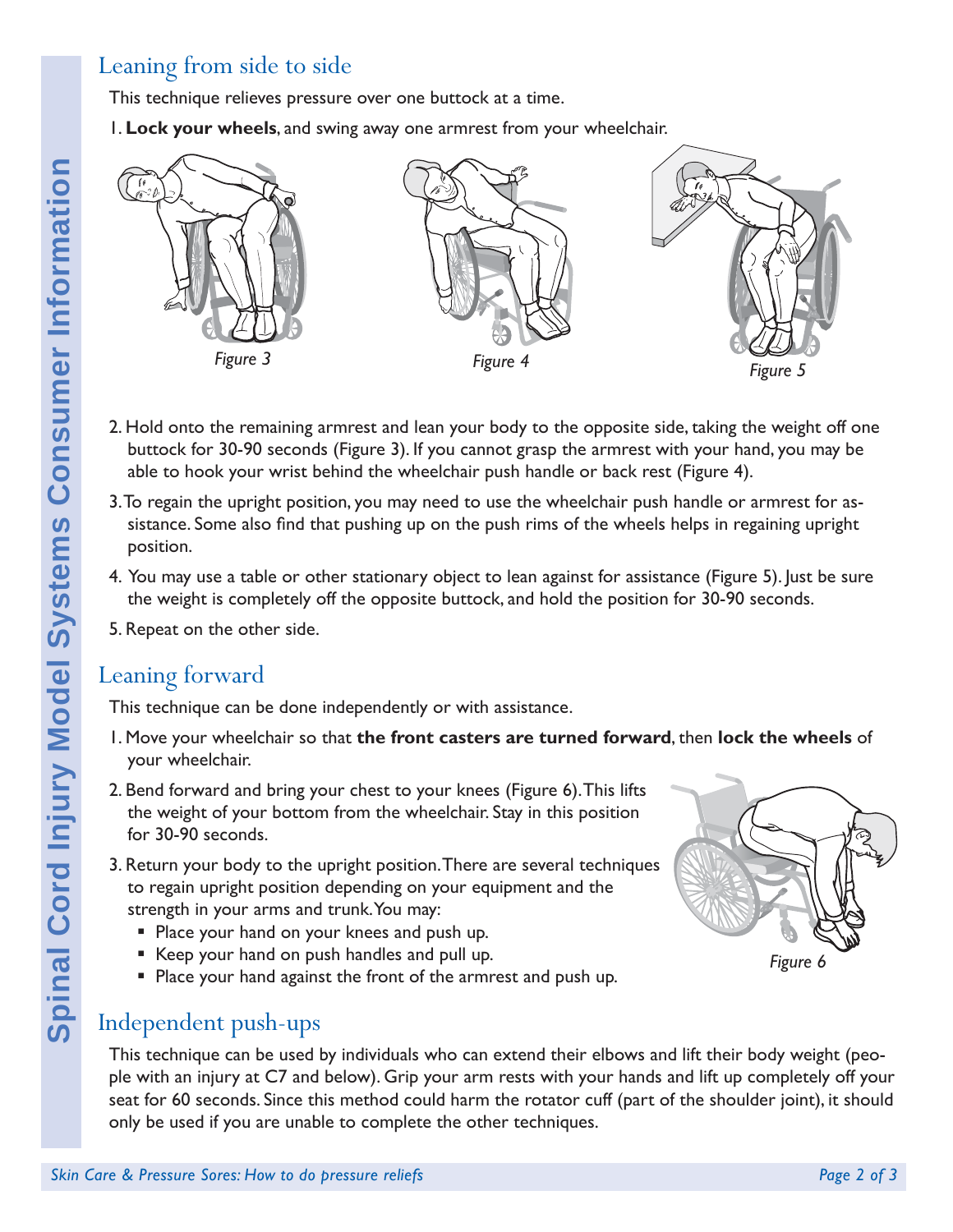## Leaning from side to side

This technique relieves pressure over one buttock at a time.

1. **Lock your wheels**, and swing away one armrest from your wheelchair.

*Figure 3* *Figure 4* *Figure 5*

2. Hold onto the remaining armrest and lean your body to the opposite side, taking the weight off one buttock for 30-90 seconds (Figure 3). If you cannot grasp the armrest with your hand, you may be able to hook your wrist behind the wheelchair push handle or back rest (Figure 4).
3. To regain the upright position, you may need to use the wheelchair push handle or armrest for assistance. Some also find that pushing up on the push rims of the wheels helps in regaining upright position.
4. You may use a table or other stationary object to lean against for assistance (Figure 5). Just be sure the weight is completely off the opposite buttock, and hold the position for 30-90 seconds.
5. Repeat on the other side.

## Leaning forward

This technique can be done independently or with assistance.

1. Move your wheelchair so that **the front casters are turned forward**, then **lock the wheels** of your wheelchair.
2. Bend forward and bring your chest to your knees (Figure 6). This lifts the weight of your bottom from the wheelchair. Stay in this position for 30-90 seconds.
3. Return your body to the upright position. There are several techniques to regain upright position depending on your equipment and the strength in your arms and trunk. You may:
   - Place your hand on your knees and push up.
   - Keep your hand on push handles and pull up.
   - Place your hand against the front of the armrest and push up.

*Figure 6*

## Independent push-ups

This technique can be used by individuals who can extend their elbows and lift their body weight (people with an injury at C7 and below). Grip your arm rests with your hands and lift up completely off your seat for 60 seconds. Since this method could harm the rotator cuff (part of the shoulder joint), it should only be used if you are unable to complete the other techniques.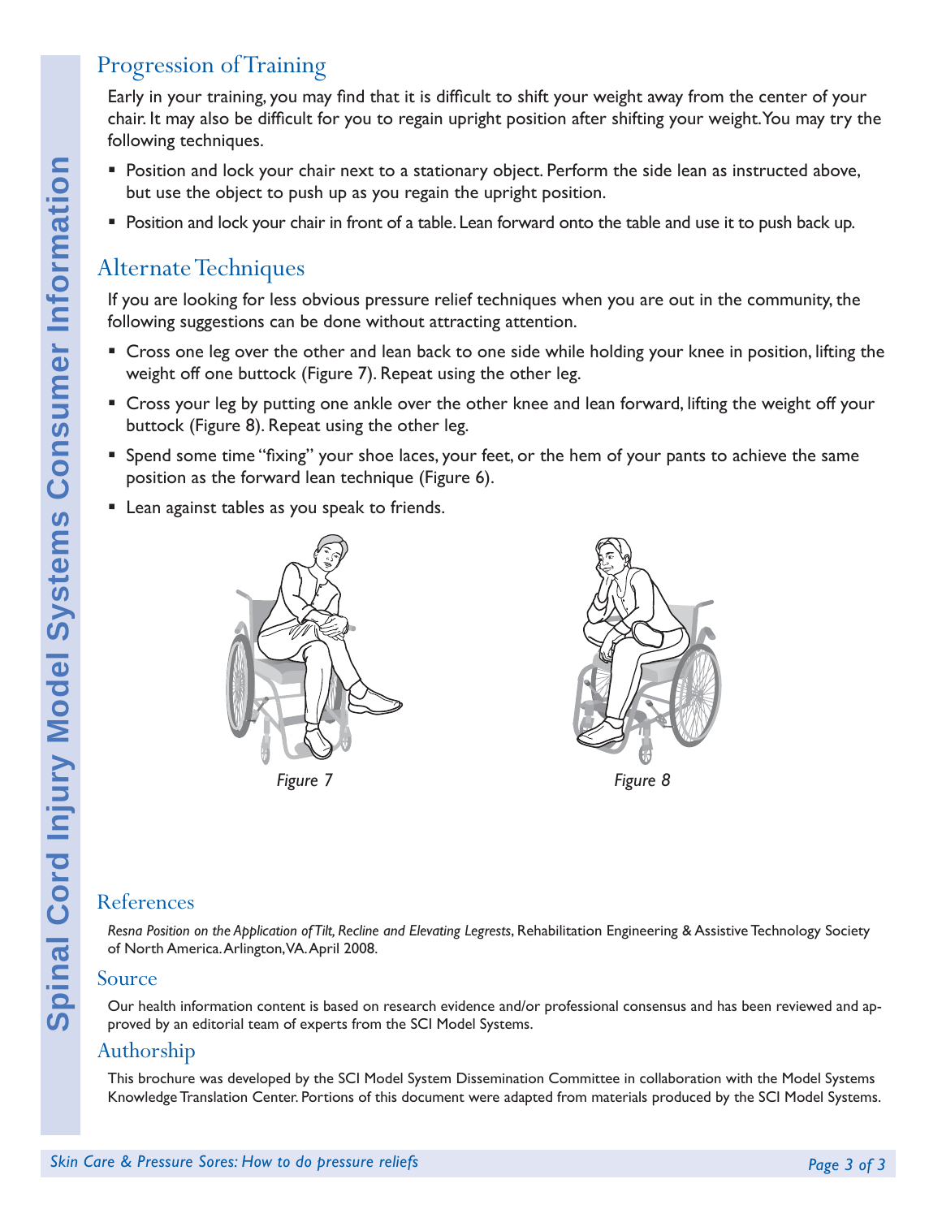## Progression of Training

Early in your training, you may find that it is difficult to shift your weight away from the center of your chair. It may also be difficult for you to regain upright position after shifting your weight. You may try the following techniques.

- Position and lock your chair next to a stationary object. Perform the side lean as instructed above, but use the object to push up as you regain the upright position.
- Position and lock your chair in front of a table. Lean forward onto the table and use it to push back up.

## Alternate Techniques

If you are looking for less obvious pressure relief techniques when you are out in the community, the following suggestions can be done without attracting attention.

- Cross one leg over the other and lean back to one side while holding your knee in position, lifting the weight off one buttock (Figure 7). Repeat using the other leg.
- Cross your leg by putting one ankle over the other knee and lean forward, lifting the weight off your buttock (Figure 8). Repeat using the other leg.
- Spend some time "fixing" your shoe laces, your feet, or the hem of your pants to achieve the same position as the forward lean technique (Figure 6).
- Lean against tables as you speak to friends.

*Figure 7*

*Figure 8*

## References

*Resna Position on the Application of Tilt, Recline and Elevating Legrests*, Rehabilitation Engineering & Assistive Technology Society of North America. Arlington, VA. April 2008.

## Source

Our health information content is based on research evidence and/or professional consensus and has been reviewed and approved by an editorial team of experts from the SCI Model Systems.

## Authorship

This brochure was developed by the SCI Model System Dissemination Committee in collaboration with the Model Systems Knowledge Translation Center. Portions of this document were adapted from materials produced by the SCI Model Systems.